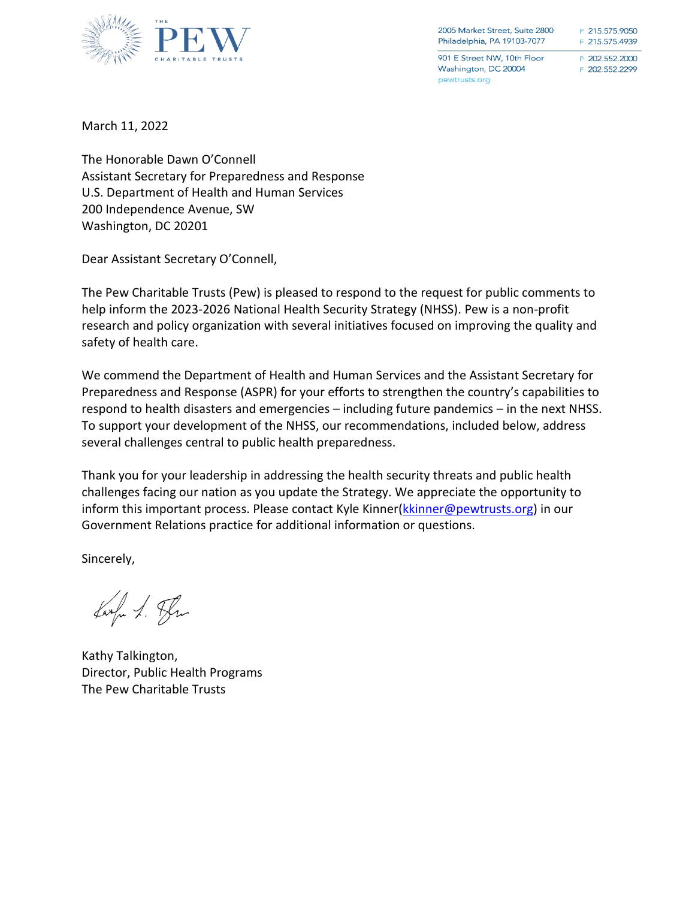THE PEW CHARITABLE TRUSTS

2005 Market Street, Suite 2800
Philadelphia, PA 19103-7077

P 215.575.9050
F 215.575.4939

901 E Street NW, 10th Floor
Washington, DC 20004
pewtrusts.org

P 202.552.2000
F 202.552.2299

March 11, 2022

The Honorable Dawn O'Connell
Assistant Secretary for Preparedness and Response
U.S. Department of Health and Human Services
200 Independence Avenue, SW
Washington, DC 20201

Dear Assistant Secretary O'Connell,

The Pew Charitable Trusts (Pew) is pleased to respond to the request for public comments to help inform the 2023-2026 National Health Security Strategy (NHSS). Pew is a non-profit research and policy organization with several initiatives focused on improving the quality and safety of health care.

We commend the Department of Health and Human Services and the Assistant Secretary for Preparedness and Response (ASPR) for your efforts to strengthen the country's capabilities to respond to health disasters and emergencies – including future pandemics – in the next NHSS. To support your development of the NHSS, our recommendations, included below, address several challenges central to public health preparedness.

Thank you for your leadership in addressing the health security threats and public health challenges facing our nation as you update the Strategy. We appreciate the opportunity to inform this important process. Please contact Kyle Kinner(kkinner@pewtrusts.org) in our Government Relations practice for additional information or questions.

Sincerely,

Kathy Talkington,
Director, Public Health Programs
The Pew Charitable Trusts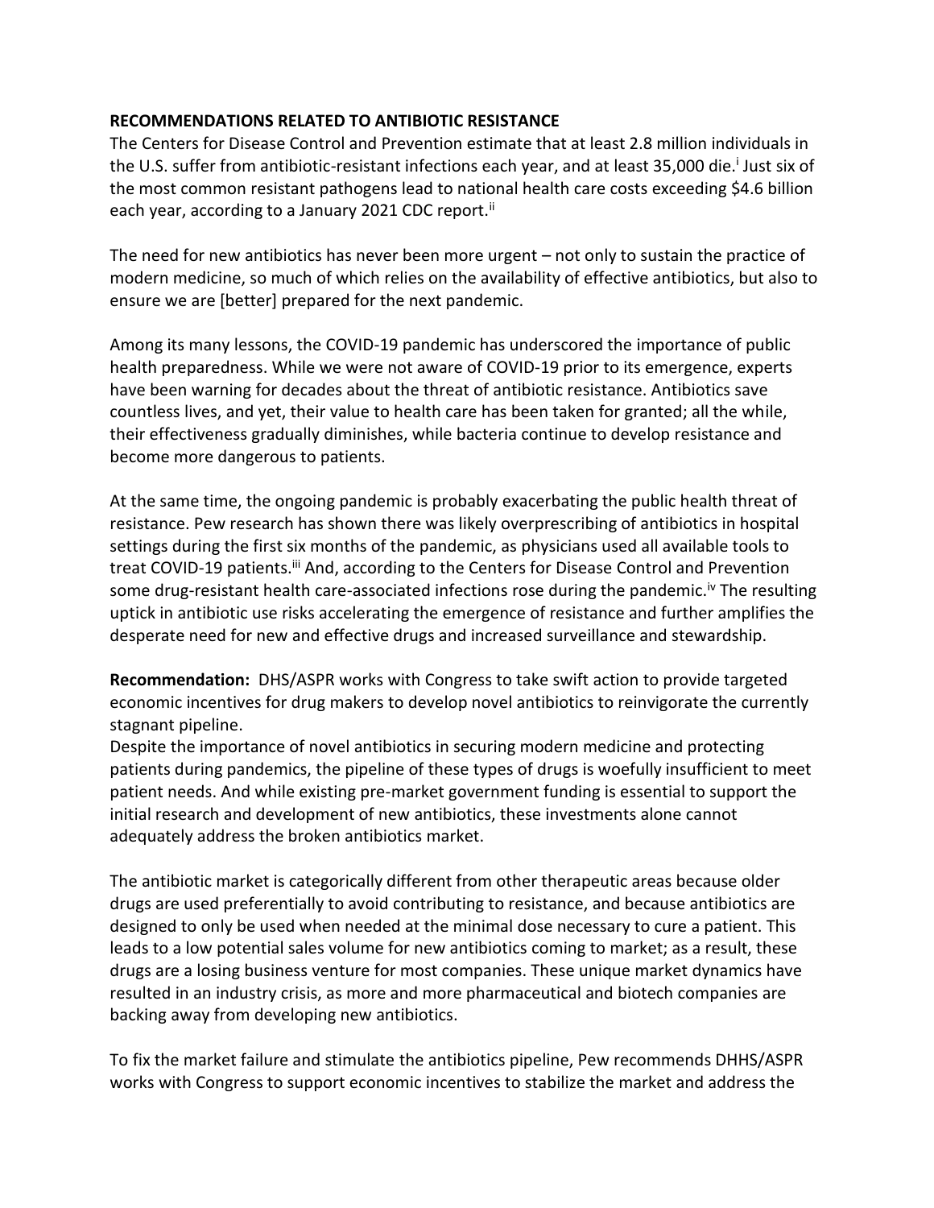## RECOMMENDATIONS RELATED TO ANTIBIOTIC RESISTANCE

The Centers for Disease Control and Prevention estimate that at least 2.8 million individuals in the U.S. suffer from antibiotic-resistant infections each year, and at least 35,000 die.[i] Just six of the most common resistant pathogens lead to national health care costs exceeding $4.6 billion each year, according to a January 2021 CDC report.[ii]

The need for new antibiotics has never been more urgent – not only to sustain the practice of modern medicine, so much of which relies on the availability of effective antibiotics, but also to ensure we are [better] prepared for the next pandemic.

Among its many lessons, the COVID-19 pandemic has underscored the importance of public health preparedness. While we were not aware of COVID-19 prior to its emergence, experts have been warning for decades about the threat of antibiotic resistance. Antibiotics save countless lives, and yet, their value to health care has been taken for granted; all the while, their effectiveness gradually diminishes, while bacteria continue to develop resistance and become more dangerous to patients.

At the same time, the ongoing pandemic is probably exacerbating the public health threat of resistance. Pew research has shown there was likely overprescribing of antibiotics in hospital settings during the first six months of the pandemic, as physicians used all available tools to treat COVID-19 patients.[iii] And, according to the Centers for Disease Control and Prevention some drug-resistant health care-associated infections rose during the pandemic.[iv] The resulting uptick in antibiotic use risks accelerating the emergence of resistance and further amplifies the desperate need for new and effective drugs and increased surveillance and stewardship.

**Recommendation:** DHS/ASPR works with Congress to take swift action to provide targeted economic incentives for drug makers to develop novel antibiotics to reinvigorate the currently stagnant pipeline.
Despite the importance of novel antibiotics in securing modern medicine and protecting patients during pandemics, the pipeline of these types of drugs is woefully insufficient to meet patient needs. And while existing pre-market government funding is essential to support the initial research and development of new antibiotics, these investments alone cannot adequately address the broken antibiotics market.

The antibiotic market is categorically different from other therapeutic areas because older drugs are used preferentially to avoid contributing to resistance, and because antibiotics are designed to only be used when needed at the minimal dose necessary to cure a patient. This leads to a low potential sales volume for new antibiotics coming to market; as a result, these drugs are a losing business venture for most companies. These unique market dynamics have resulted in an industry crisis, as more and more pharmaceutical and biotech companies are backing away from developing new antibiotics.

To fix the market failure and stimulate the antibiotics pipeline, Pew recommends DHHS/ASPR works with Congress to support economic incentives to stabilize the market and address the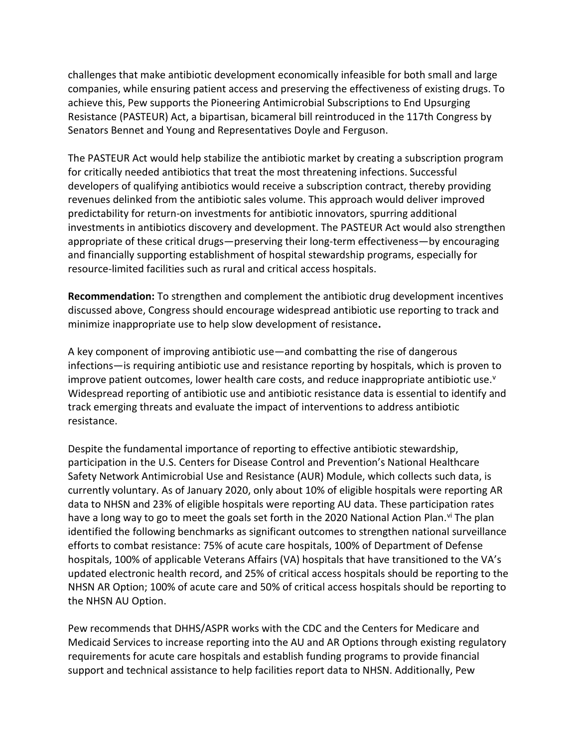challenges that make antibiotic development economically infeasible for both small and large companies, while ensuring patient access and preserving the effectiveness of existing drugs. To achieve this, Pew supports the Pioneering Antimicrobial Subscriptions to End Upsurging Resistance (PASTEUR) Act, a bipartisan, bicameral bill reintroduced in the 117th Congress by Senators Bennet and Young and Representatives Doyle and Ferguson.

The PASTEUR Act would help stabilize the antibiotic market by creating a subscription program for critically needed antibiotics that treat the most threatening infections. Successful developers of qualifying antibiotics would receive a subscription contract, thereby providing revenues delinked from the antibiotic sales volume. This approach would deliver improved predictability for return-on investments for antibiotic innovators, spurring additional investments in antibiotics discovery and development. The PASTEUR Act would also strengthen appropriate of these critical drugs—preserving their long-term effectiveness—by encouraging and financially supporting establishment of hospital stewardship programs, especially for resource-limited facilities such as rural and critical access hospitals.

**Recommendation:** To strengthen and complement the antibiotic drug development incentives discussed above, Congress should encourage widespread antibiotic use reporting to track and minimize inappropriate use to help slow development of resistance**.**

A key component of improving antibiotic use—and combatting the rise of dangerous infections—is requiring antibiotic use and resistance reporting by hospitals, which is proven to improve patient outcomes, lower health care costs, and reduce inappropriate antibiotic use.[v] Widespread reporting of antibiotic use and antibiotic resistance data is essential to identify and track emerging threats and evaluate the impact of interventions to address antibiotic resistance.

Despite the fundamental importance of reporting to effective antibiotic stewardship, participation in the U.S. Centers for Disease Control and Prevention's National Healthcare Safety Network Antimicrobial Use and Resistance (AUR) Module, which collects such data, is currently voluntary. As of January 2020, only about 10% of eligible hospitals were reporting AR data to NHSN and 23% of eligible hospitals were reporting AU data. These participation rates have a long way to go to meet the goals set forth in the 2020 National Action Plan.[vi] The plan identified the following benchmarks as significant outcomes to strengthen national surveillance efforts to combat resistance: 75% of acute care hospitals, 100% of Department of Defense hospitals, 100% of applicable Veterans Affairs (VA) hospitals that have transitioned to the VA's updated electronic health record, and 25% of critical access hospitals should be reporting to the NHSN AR Option; 100% of acute care and 50% of critical access hospitals should be reporting to the NHSN AU Option.

Pew recommends that DHHS/ASPR works with the CDC and the Centers for Medicare and Medicaid Services to increase reporting into the AU and AR Options through existing regulatory requirements for acute care hospitals and establish funding programs to provide financial support and technical assistance to help facilities report data to NHSN. Additionally, Pew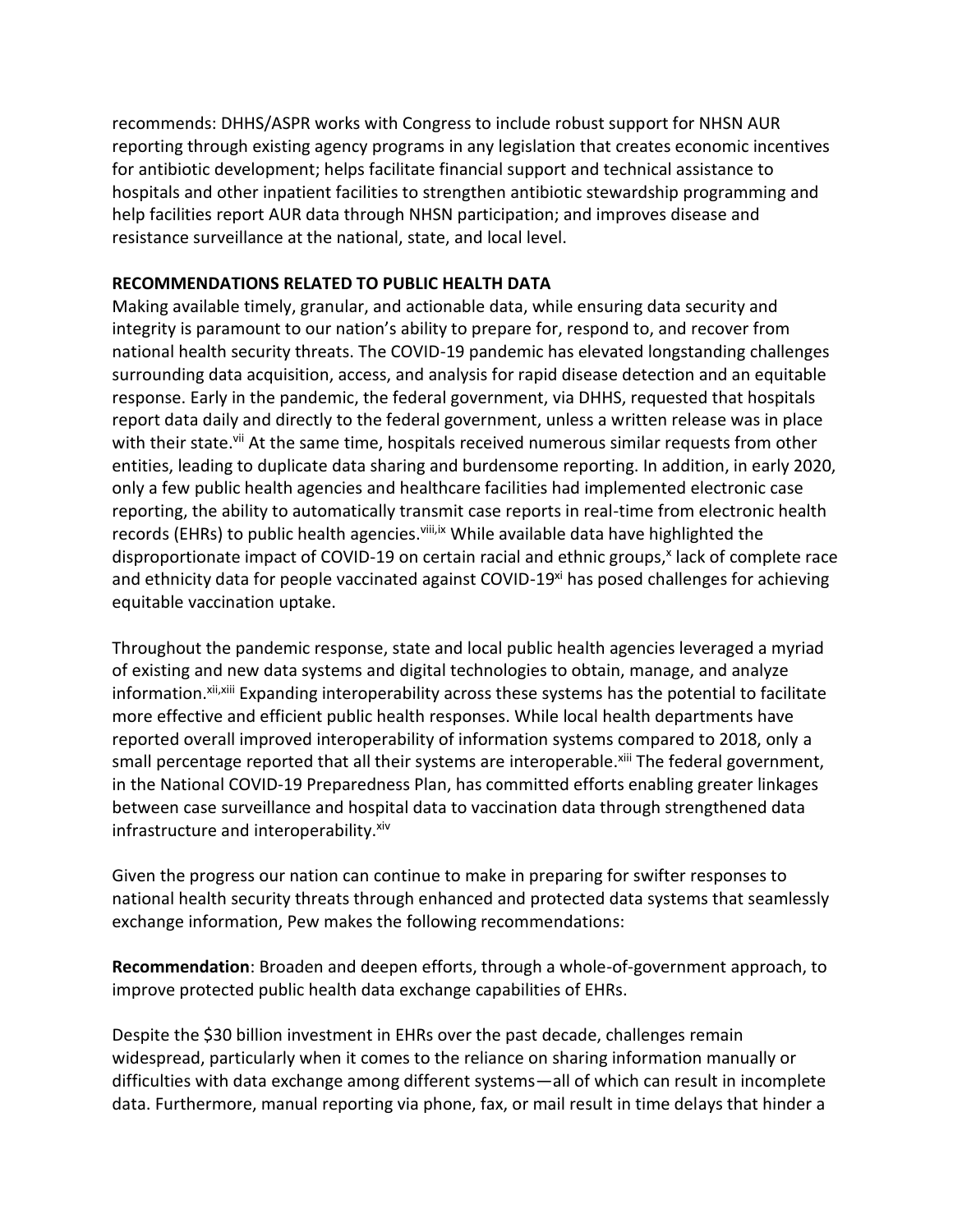recommends: DHHS/ASPR works with Congress to include robust support for NHSN AUR reporting through existing agency programs in any legislation that creates economic incentives for antibiotic development; helps facilitate financial support and technical assistance to hospitals and other inpatient facilities to strengthen antibiotic stewardship programming and help facilities report AUR data through NHSN participation; and improves disease and resistance surveillance at the national, state, and local level.

**RECOMMENDATIONS RELATED TO PUBLIC HEALTH DATA**

Making available timely, granular, and actionable data, while ensuring data security and integrity is paramount to our nation's ability to prepare for, respond to, and recover from national health security threats. The COVID-19 pandemic has elevated longstanding challenges surrounding data acquisition, access, and analysis for rapid disease detection and an equitable response. Early in the pandemic, the federal government, via DHHS, requested that hospitals report data daily and directly to the federal government, unless a written release was in place with their state.[vii] At the same time, hospitals received numerous similar requests from other entities, leading to duplicate data sharing and burdensome reporting. In addition, in early 2020, only a few public health agencies and healthcare facilities had implemented electronic case reporting, the ability to automatically transmit case reports in real-time from electronic health records (EHRs) to public health agencies.[viii,ix] While available data have highlighted the disproportionate impact of COVID-19 on certain racial and ethnic groups,[x] lack of complete race and ethnicity data for people vaccinated against COVID-19[xi] has posed challenges for achieving equitable vaccination uptake.

Throughout the pandemic response, state and local public health agencies leveraged a myriad of existing and new data systems and digital technologies to obtain, manage, and analyze information.[xii,xiii] Expanding interoperability across these systems has the potential to facilitate more effective and efficient public health responses. While local health departments have reported overall improved interoperability of information systems compared to 2018, only a small percentage reported that all their systems are interoperable.[xiii] The federal government, in the National COVID-19 Preparedness Plan, has committed efforts enabling greater linkages between case surveillance and hospital data to vaccination data through strengthened data infrastructure and interoperability.[xiv]

Given the progress our nation can continue to make in preparing for swifter responses to national health security threats through enhanced and protected data systems that seamlessly exchange information, Pew makes the following recommendations:

**Recommendation**: Broaden and deepen efforts, through a whole-of-government approach, to improve protected public health data exchange capabilities of EHRs.

Despite the $30 billion investment in EHRs over the past decade, challenges remain widespread, particularly when it comes to the reliance on sharing information manually or difficulties with data exchange among different systems—all of which can result in incomplete data. Furthermore, manual reporting via phone, fax, or mail result in time delays that hinder a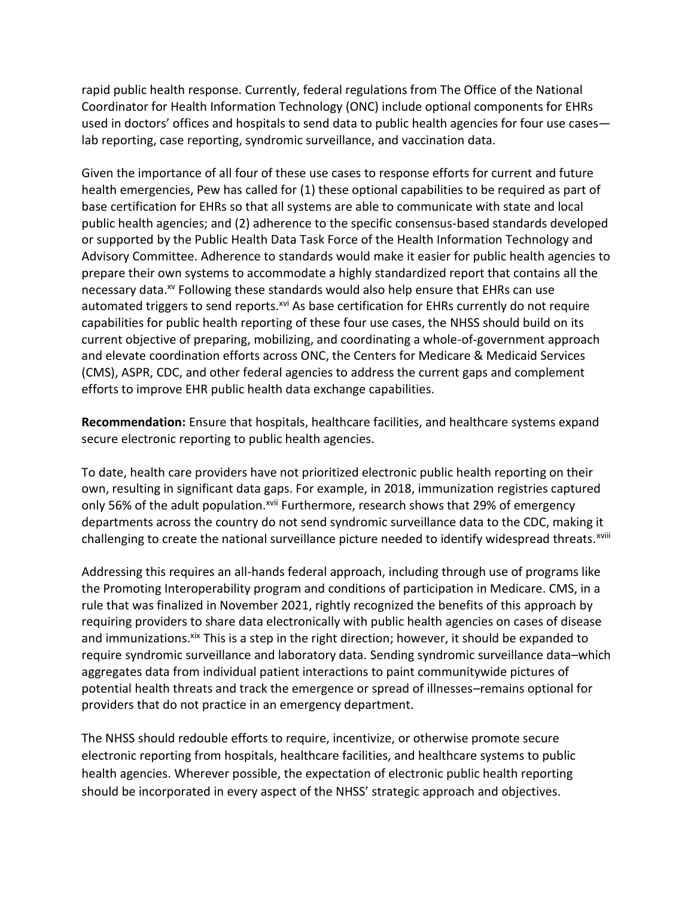rapid public health response. Currently, federal regulations from The Office of the National Coordinator for Health Information Technology (ONC) include optional components for EHRs used in doctors' offices and hospitals to send data to public health agencies for four use cases—lab reporting, case reporting, syndromic surveillance, and vaccination data.

Given the importance of all four of these use cases to response efforts for current and future health emergencies, Pew has called for (1) these optional capabilities to be required as part of base certification for EHRs so that all systems are able to communicate with state and local public health agencies; and (2) adherence to the specific consensus-based standards developed or supported by the Public Health Data Task Force of the Health Information Technology and Advisory Committee. Adherence to standards would make it easier for public health agencies to prepare their own systems to accommodate a highly standardized report that contains all the necessary data.[xv] Following these standards would also help ensure that EHRs can use automated triggers to send reports.[xvi] As base certification for EHRs currently do not require capabilities for public health reporting of these four use cases, the NHSS should build on its current objective of preparing, mobilizing, and coordinating a whole-of-government approach and elevate coordination efforts across ONC, the Centers for Medicare & Medicaid Services (CMS), ASPR, CDC, and other federal agencies to address the current gaps and complement efforts to improve EHR public health data exchange capabilities.

**Recommendation:** Ensure that hospitals, healthcare facilities, and healthcare systems expand secure electronic reporting to public health agencies.

To date, health care providers have not prioritized electronic public health reporting on their own, resulting in significant data gaps. For example, in 2018, immunization registries captured only 56% of the adult population.[xvii] Furthermore, research shows that 29% of emergency departments across the country do not send syndromic surveillance data to the CDC, making it challenging to create the national surveillance picture needed to identify widespread threats.[xviii]

Addressing this requires an all-hands federal approach, including through use of programs like the Promoting Interoperability program and conditions of participation in Medicare. CMS, in a rule that was finalized in November 2021, rightly recognized the benefits of this approach by requiring providers to share data electronically with public health agencies on cases of disease and immunizations.[xix] This is a step in the right direction; however, it should be expanded to require syndromic surveillance and laboratory data. Sending syndromic surveillance data–which aggregates data from individual patient interactions to paint communitywide pictures of potential health threats and track the emergence or spread of illnesses–remains optional for providers that do not practice in an emergency department.

The NHSS should redouble efforts to require, incentivize, or otherwise promote secure electronic reporting from hospitals, healthcare facilities, and healthcare systems to public health agencies. Wherever possible, the expectation of electronic public health reporting should be incorporated in every aspect of the NHSS' strategic approach and objectives.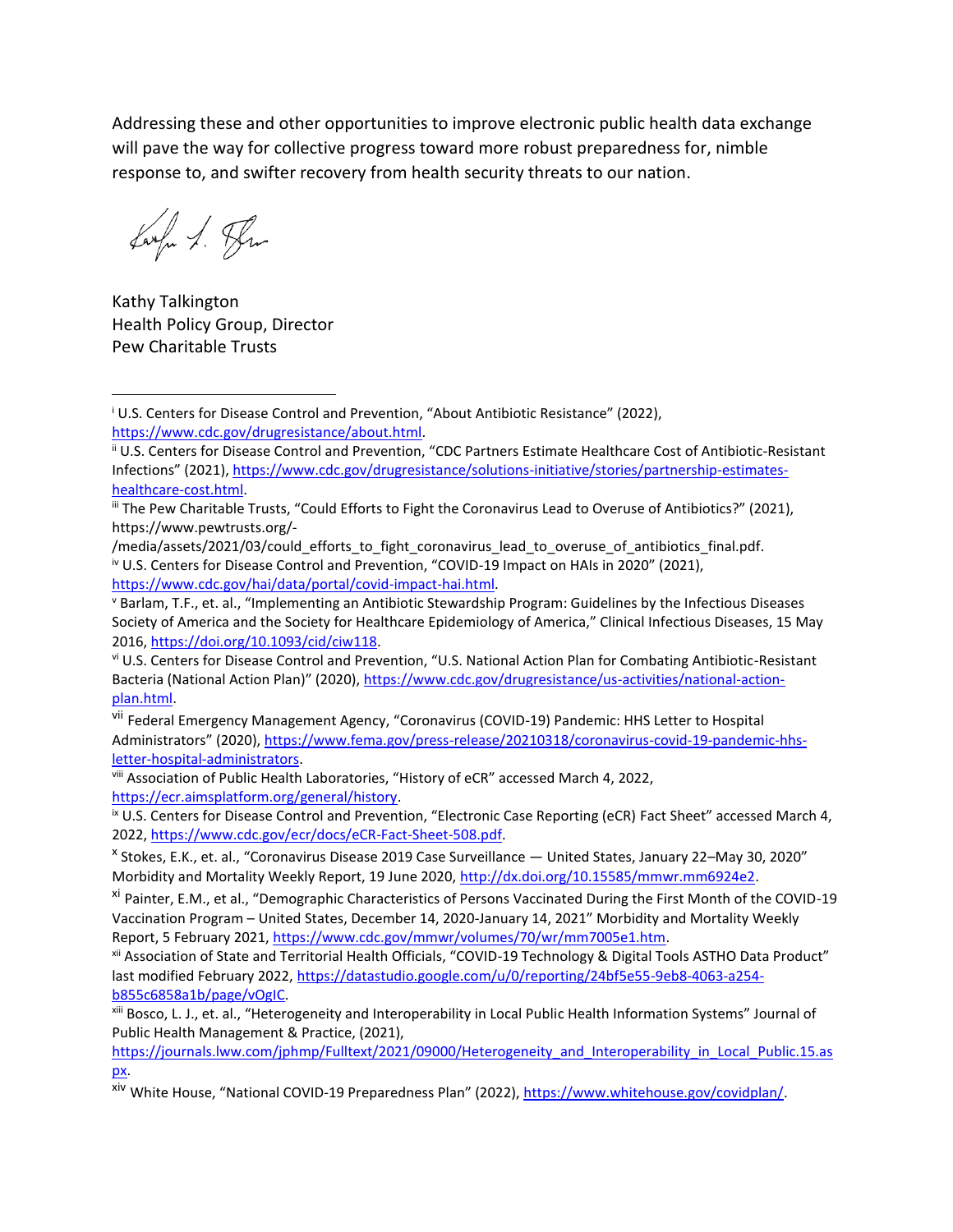Addressing these and other opportunities to improve electronic public health data exchange will pave the way for collective progress toward more robust preparedness for, nimble response to, and swifter recovery from health security threats to our nation.

Kathy Talkington
Health Policy Group, Director
Pew Charitable Trusts

---

[i] U.S. Centers for Disease Control and Prevention, "About Antibiotic Resistance" (2022), https://www.cdc.gov/drugresistance/about.html.

[ii] U.S. Centers for Disease Control and Prevention, "CDC Partners Estimate Healthcare Cost of Antibiotic-Resistant Infections" (2021), https://www.cdc.gov/drugresistance/solutions-initiative/stories/partnership-estimates-healthcare-cost.html.

[iii] The Pew Charitable Trusts, "Could Efforts to Fight the Coronavirus Lead to Overuse of Antibiotics?" (2021), https://www.pewtrusts.org/-/media/assets/2021/03/could_efforts_to_fight_coronavirus_lead_to_overuse_of_antibiotics_final.pdf.

[iv] U.S. Centers for Disease Control and Prevention, "COVID-19 Impact on HAIs in 2020" (2021), https://www.cdc.gov/hai/data/portal/covid-impact-hai.html.

[v] Barlam, T.F., et. al., "Implementing an Antibiotic Stewardship Program: Guidelines by the Infectious Diseases Society of America and the Society for Healthcare Epidemiology of America," Clinical Infectious Diseases, 15 May 2016, https://doi.org/10.1093/cid/ciw118.

[vi] U.S. Centers for Disease Control and Prevention, "U.S. National Action Plan for Combating Antibiotic-Resistant Bacteria (National Action Plan)" (2020), https://www.cdc.gov/drugresistance/us-activities/national-action-plan.html.

[vii] Federal Emergency Management Agency, "Coronavirus (COVID-19) Pandemic: HHS Letter to Hospital Administrators" (2020), https://www.fema.gov/press-release/20210318/coronavirus-covid-19-pandemic-hhs-letter-hospital-administrators.

[viii] Association of Public Health Laboratories, "History of eCR" accessed March 4, 2022, https://ecr.aimsplatform.org/general/history.

[ix] U.S. Centers for Disease Control and Prevention, "Electronic Case Reporting (eCR) Fact Sheet" accessed March 4, 2022, https://www.cdc.gov/ecr/docs/eCR-Fact-Sheet-508.pdf.

[x] Stokes, E.K., et. al., "Coronavirus Disease 2019 Case Surveillance — United States, January 22–May 30, 2020" Morbidity and Mortality Weekly Report, 19 June 2020, http://dx.doi.org/10.15585/mmwr.mm6924e2.

[xi] Painter, E.M., et al., "Demographic Characteristics of Persons Vaccinated During the First Month of the COVID-19 Vaccination Program – United States, December 14, 2020-January 14, 2021" Morbidity and Mortality Weekly Report, 5 February 2021, https://www.cdc.gov/mmwr/volumes/70/wr/mm7005e1.htm.

[xii] Association of State and Territorial Health Officials, "COVID-19 Technology & Digital Tools ASTHO Data Product" last modified February 2022, https://datastudio.google.com/u/0/reporting/24bf5e55-9eb8-4063-a254-b855c6858a1b/page/vOgIC.

[xiii] Bosco, L. J., et. al., "Heterogeneity and Interoperability in Local Public Health Information Systems" Journal of Public Health Management & Practice, (2021), https://journals.lww.com/jphmp/Fulltext/2021/09000/Heterogeneity_and_Interoperability_in_Local_Public.15.aspx.

[xiv] White House, "National COVID-19 Preparedness Plan" (2022), https://www.whitehouse.gov/covidplan/.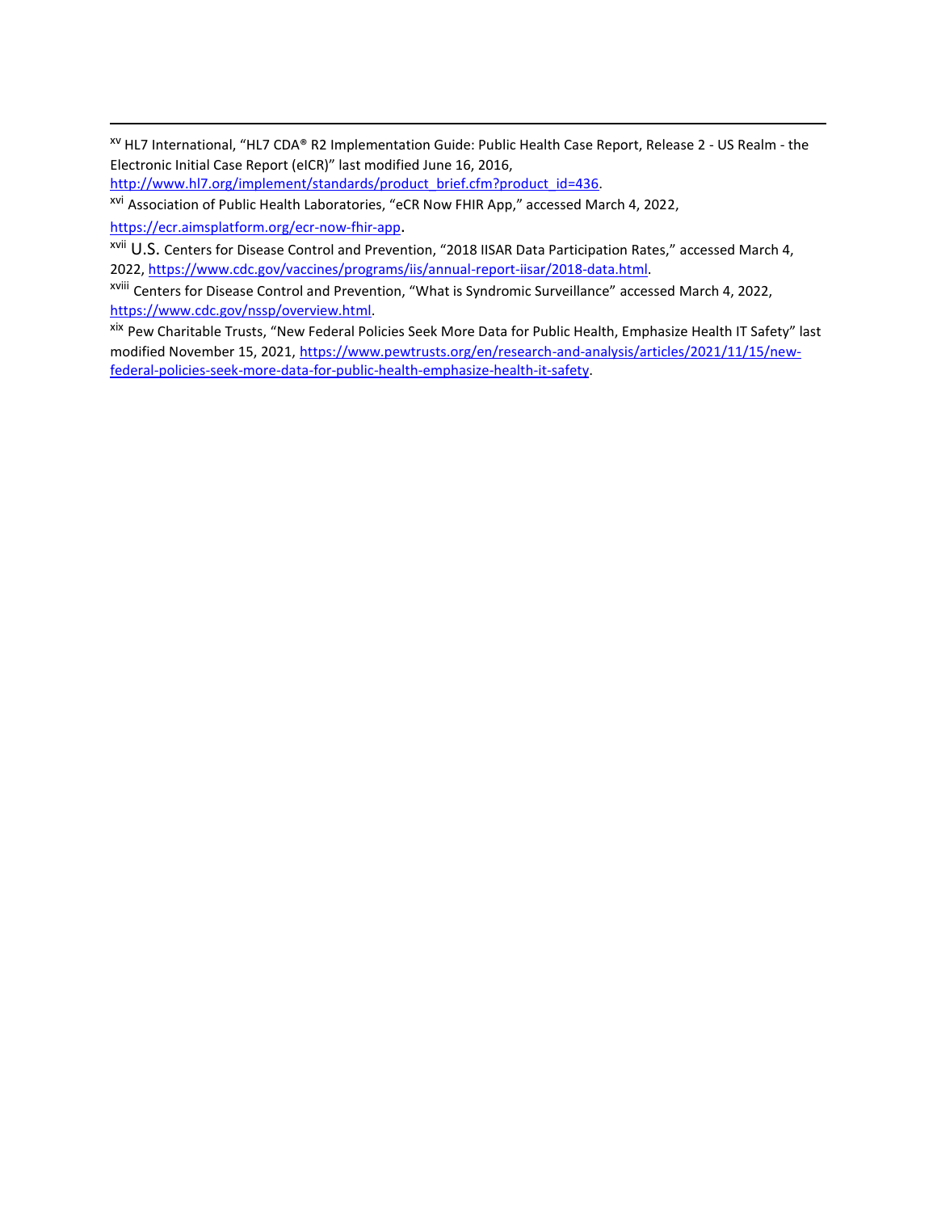[xv] HL7 International, "HL7 CDA® R2 Implementation Guide: Public Health Case Report, Release 2 - US Realm - the Electronic Initial Case Report (eICR)" last modified June 16, 2016, http://www.hl7.org/implement/standards/product_brief.cfm?product_id=436.

[xvi] Association of Public Health Laboratories, "eCR Now FHIR App," accessed March 4, 2022, https://ecr.aimsplatform.org/ecr-now-fhir-app.

[xvii] U.S. Centers for Disease Control and Prevention, "2018 IISAR Data Participation Rates," accessed March 4, 2022, https://www.cdc.gov/vaccines/programs/iis/annual-report-iisar/2018-data.html.

[xviii] Centers for Disease Control and Prevention, "What is Syndromic Surveillance" accessed March 4, 2022, https://www.cdc.gov/nssp/overview.html.

[xix] Pew Charitable Trusts, "New Federal Policies Seek More Data for Public Health, Emphasize Health IT Safety" last modified November 15, 2021, https://www.pewtrusts.org/en/research-and-analysis/articles/2021/11/15/new-federal-policies-seek-more-data-for-public-health-emphasize-health-it-safety.